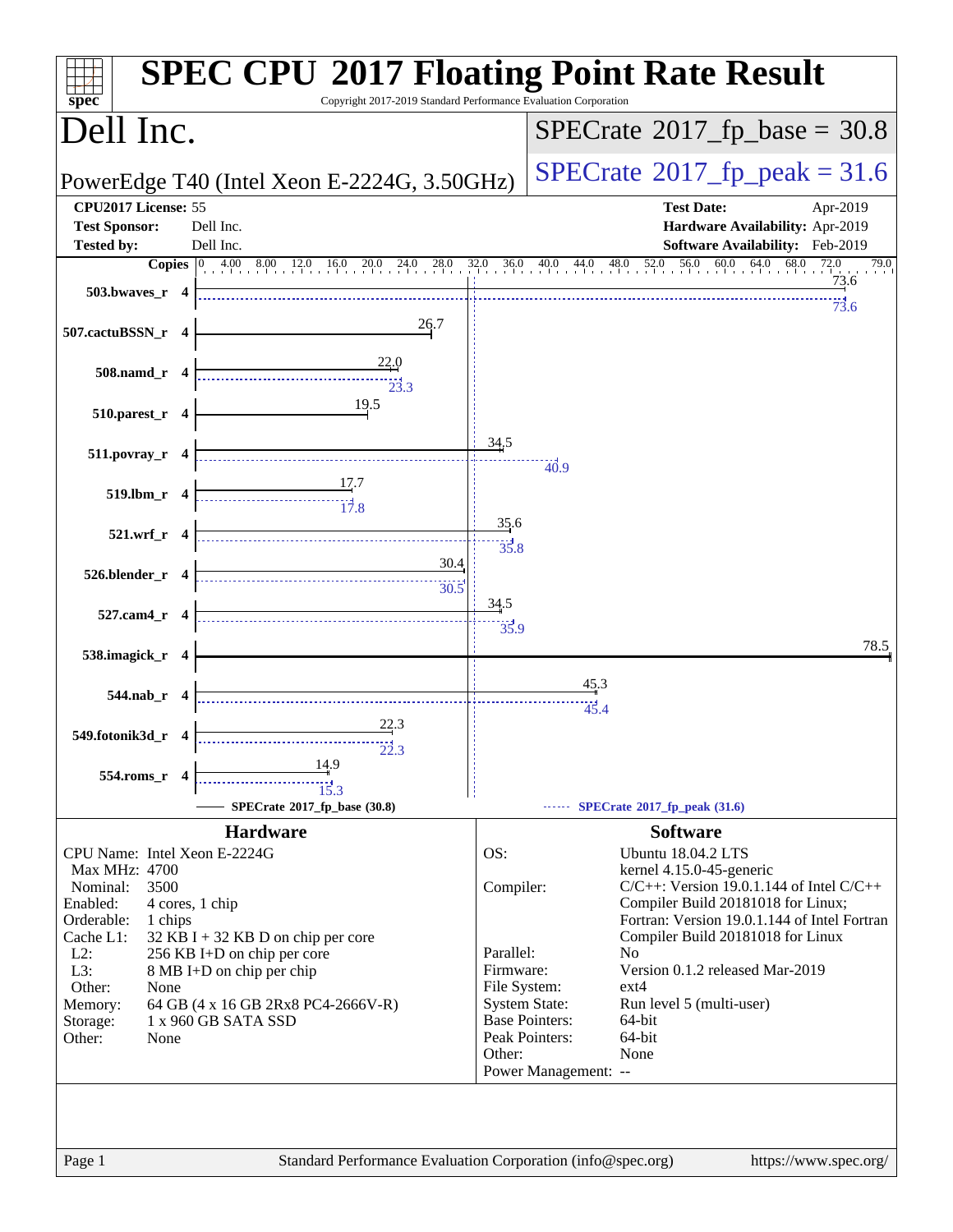# SPEC CPU 2017 Floating Point Rate Result

Copyright 2017-2019 Standard Performance Evaluation Corporation

## Dell Inc.

PowerEdge T40 (Intel Xeon E-2224G, 3.50GHz)

SPECrate 2017_fp_base = 30.8

SPECrate 2017_fp_peak = 31.6

| | | | |
|---|---|---|---|
| **CPU2017 License:** | 55 | **Test Date:** | Apr-2019 |
| **Test Sponsor:** | Dell Inc. | **Hardware Availability:** | Apr-2019 |
| **Tested by:** | Dell Inc. | **Software Availability:** | Feb-2019 |

| Benchmark | Copies | Base | Peak |
|---|---|---|---|
| 503.bwaves_r | 4 | 73.6 | 73.6 |
| 507.cactuBSSN_r | 4 | 26.7 | |
| 508.namd_r | 4 | 22.0 | 23.3 |
| 510.parest_r | 4 | 19.5 | |
| 511.povray_r | 4 | 34.5 | 40.9 |
| 519.lbm_r | 4 | 17.7 | 17.8 |
| 521.wrf_r | 4 | 35.6 | 35.8 |
| 526.blender_r | 4 | 30.4 | 30.5 |
| 527.cam4_r | 4 | 34.5 | 35.9 |
| 538.imagick_r | 4 | 78.5 | |
| 544.nab_r | 4 | 45.3 | 45.4 |
| 549.fotonik3d_r | 4 | 22.3 | 22.3 |
| 554.roms_r | 4 | 14.9 | 15.3 |

SPECrate 2017_fp_base (30.8) ------ SPECrate 2017_fp_peak (31.6)

## Hardware

| | |
|---|---|
| CPU Name: | Intel Xeon E-2224G |
| Max MHz: | 4700 |
| Nominal: | 3500 |
| Enabled: | 4 cores, 1 chip |
| Orderable: | 1 chips |
| Cache L1: | 32 KB I + 32 KB D on chip per core |
| L2: | 256 KB I+D on chip per core |
| L3: | 8 MB I+D on chip per chip |
| Other: | None |
| Memory: | 64 GB (4 x 16 GB 2Rx8 PC4-2666V-R) |
| Storage: | 1 x 960 GB SATA SSD |
| Other: | None |

## Software

| | |
|---|---|
| OS: | Ubuntu 18.04.2 LTS<br>kernel 4.15.0-45-generic |
| Compiler: | C/C++: Version 19.0.1.144 of Intel C/C++ Compiler Build 20181018 for Linux;<br>Fortran: Version 19.0.1.144 of Intel Fortran Compiler Build 20181018 for Linux |
| Parallel: | No |
| Firmware: | Version 0.1.2 released Mar-2019 |
| File System: | ext4 |
| System State: | Run level 5 (multi-user) |
| Base Pointers: | 64-bit |
| Peak Pointers: | 64-bit |
| Other: | None |
| Power Management: | -- |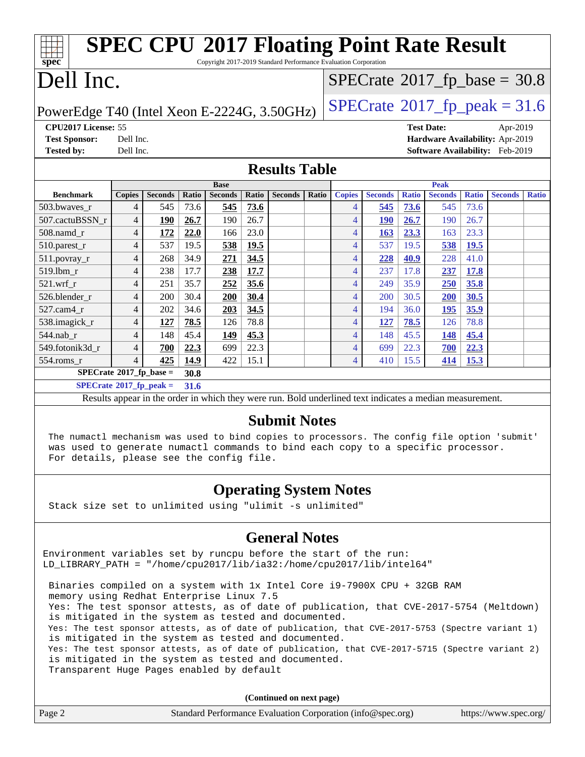# SPEC CPU 2017 Floating Point Rate Result

Copyright 2017-2019 Standard Performance Evaluation Corporation

# Dell Inc.

PowerEdge T40 (Intel Xeon E-2224G, 3.50GHz)

SPECrate 2017_fp_base = 30.8

SPECrate 2017_fp_peak = 31.6

**CPU2017 License:** 55
**Test Sponsor:** Dell Inc.
**Tested by:** Dell Inc.

**Test Date:** Apr-2019
**Hardware Availability:** Apr-2019
**Software Availability:** Feb-2019

## Results Table

| Benchmark | Base | | | | | | | Peak | | | | | | |
|---|---|---|---|---|---|---|---|---|---|---|---|---|---|---|
| | Copies | Seconds | Ratio | Seconds | Ratio | Seconds | Ratio | Copies | Seconds | Ratio | Seconds | Ratio | Seconds | Ratio |
| 503.bwaves_r | 4 | 545 | 73.6 | **545** | **73.6** | | | 4 | **545** | **73.6** | 545 | 73.6 | | |
| 507.cactuBSSN_r | 4 | **190** | **26.7** | 190 | 26.7 | | | 4 | **190** | **26.7** | 190 | 26.7 | | |
| 508.namd_r | 4 | **172** | **22.0** | 166 | 23.0 | | | 4 | **163** | **23.3** | 163 | 23.3 | | |
| 510.parest_r | 4 | 537 | 19.5 | **538** | **19.5** | | | 4 | 537 | 19.5 | **538** | **19.5** | | |
| 511.povray_r | 4 | 268 | 34.9 | **271** | **34.5** | | | 4 | **228** | **40.9** | 228 | 41.0 | | |
| 519.lbm_r | 4 | 238 | 17.7 | **238** | **17.7** | | | 4 | 237 | 17.8 | **237** | **17.8** | | |
| 521.wrf_r | 4 | 251 | 35.7 | **252** | **35.6** | | | 4 | 249 | 35.9 | **250** | **35.8** | | |
| 526.blender_r | 4 | 200 | 30.4 | **200** | **30.4** | | | 4 | 200 | 30.5 | **200** | **30.5** | | |
| 527.cam4_r | 4 | 202 | 34.6 | **203** | **34.5** | | | 4 | 194 | 36.0 | **195** | **35.9** | | |
| 538.imagick_r | 4 | **127** | **78.5** | 126 | 78.8 | | | 4 | **127** | **78.5** | 126 | 78.8 | | |
| 544.nab_r | 4 | 148 | 45.4 | **149** | **45.3** | | | 4 | 148 | 45.5 | **148** | **45.4** | | |
| 549.fotonik3d_r | 4 | **700** | **22.3** | 699 | 22.3 | | | 4 | 699 | 22.3 | **700** | **22.3** | | |
| 554.roms_r | 4 | **425** | **14.9** | 422 | 15.1 | | | 4 | 410 | 15.5 | **414** | **15.3** | | |

**SPECrate 2017_fp_base = 30.8**

**SPECrate 2017_fp_peak = 31.6**

Results appear in the order in which they were run. Bold underlined text indicates a median measurement.

## Submit Notes

The numactl mechanism was used to bind copies to processors. The config file option 'submit' was used to generate numactl commands to bind each copy to a specific processor. For details, please see the config file.

## Operating System Notes

Stack size set to unlimited using "ulimit -s unlimited"

## General Notes

```
Environment variables set by runcpu before the start of the run:
LD_LIBRARY_PATH = "/home/cpu2017/lib/ia32:/home/cpu2017/lib/intel64"

 Binaries compiled on a system with 1x Intel Core i9-7900X CPU + 32GB RAM
 memory using Redhat Enterprise Linux 7.5
 Yes: The test sponsor attests, as of date of publication, that CVE-2017-5754 (Meltdown)
 is mitigated in the system as tested and documented.
 Yes: The test sponsor attests, as of date of publication, that CVE-2017-5753 (Spectre variant 1)
 is mitigated in the system as tested and documented.
 Yes: The test sponsor attests, as of date of publication, that CVE-2017-5715 (Spectre variant 2)
 is mitigated in the system as tested and documented.
 Transparent Huge Pages enabled by default
```

**(Continued on next page)**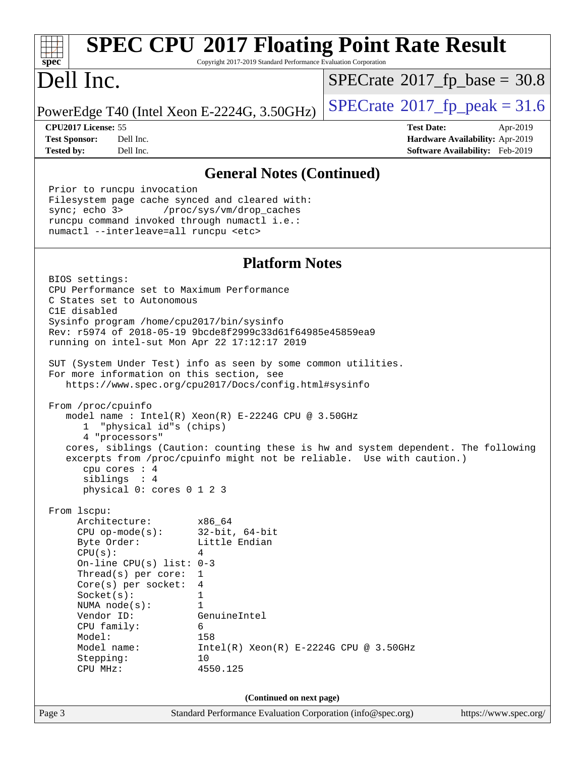## General Notes (Continued)

```
Prior to runcpu invocation
Filesystem page cache synced and cleared with:
sync; echo 3>       /proc/sys/vm/drop_caches
runcpu command invoked through numactl i.e.:
numactl --interleave=all runcpu <etc>
```

## Platform Notes

```
BIOS settings:
CPU Performance set to Maximum Performance
C States set to Autonomous
C1E disabled
Sysinfo program /home/cpu2017/bin/sysinfo
Rev: r5974 of 2018-05-19 9bcde8f2999c33d61f64985e45859ea9
running on intel-sut Mon Apr 22 17:12:17 2019

SUT (System Under Test) info as seen by some common utilities.
For more information on this section, see
   https://www.spec.org/cpu2017/Docs/config.html#sysinfo

From /proc/cpuinfo
   model name : Intel(R) Xeon(R) E-2224G CPU @ 3.50GHz
      1  "physical id"s (chips)
      4 "processors"
   cores, siblings (Caution: counting these is hw and system dependent. The following
   excerpts from /proc/cpuinfo might not be reliable.  Use with caution.)
      cpu cores : 4
      siblings  : 4
      physical 0: cores 0 1 2 3

From lscpu:
     Architecture:        x86_64
     CPU op-mode(s):      32-bit, 64-bit
     Byte Order:          Little Endian
     CPU(s):              4
     On-line CPU(s) list: 0-3
     Thread(s) per core:  1
     Core(s) per socket:  4
     Socket(s):           1
     NUMA node(s):        1
     Vendor ID:           GenuineIntel
     CPU family:          6
     Model:               158
     Model name:          Intel(R) Xeon(R) E-2224G CPU @ 3.50GHz
     Stepping:            10
     CPU MHz:             4550.125
```

**(Continued on next page)**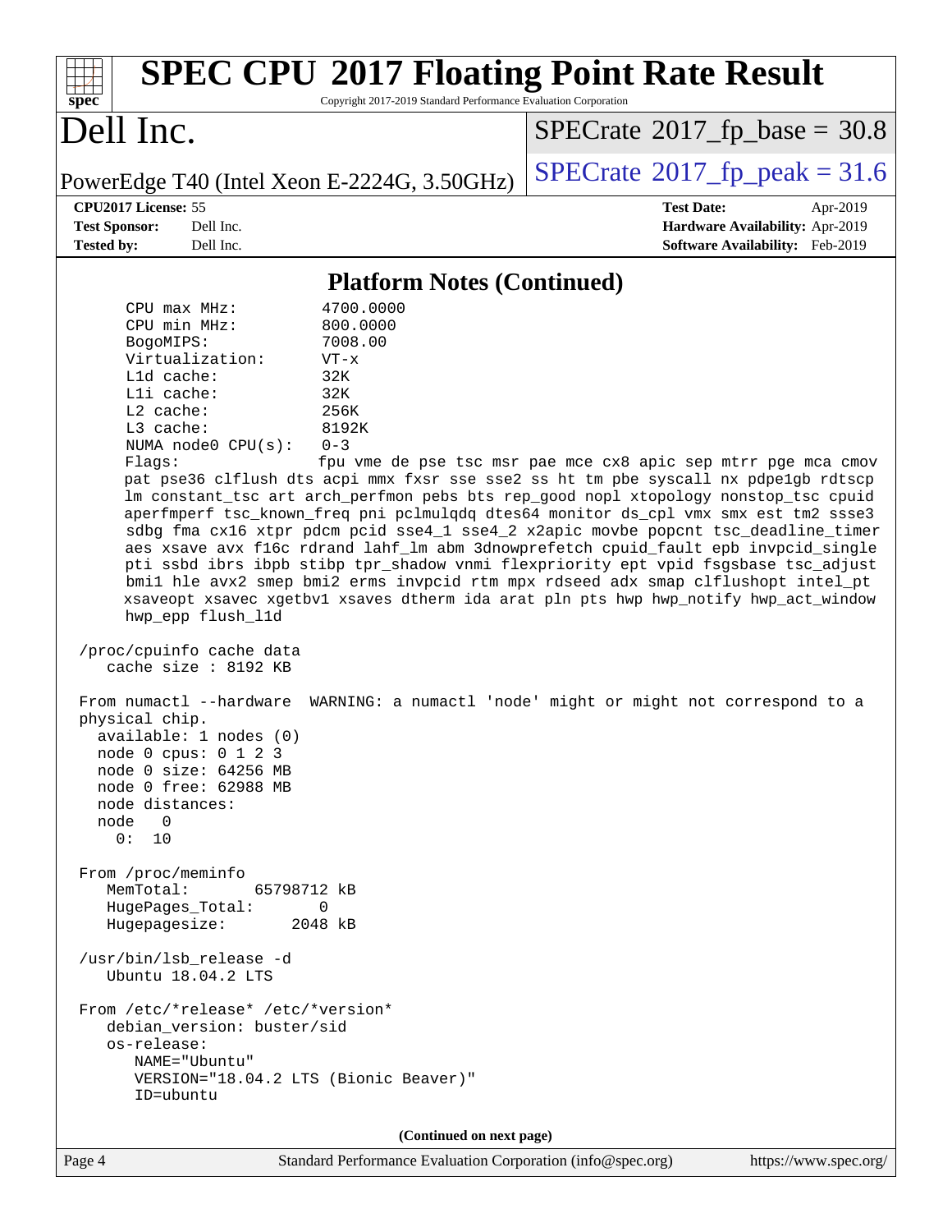## Platform Notes (Continued)

```
      CPU max MHz:         4700.0000
      CPU min MHz:         800.0000
      BogoMIPS:            7008.00
      Virtualization:      VT-x
      L1d cache:           32K
      L1i cache:           32K
      L2 cache:            256K
      L3 cache:            8192K
      NUMA node0 CPU(s):   0-3
      Flags:               fpu vme de pse tsc msr pae mce cx8 apic sep mtrr pge mca cmov
      pat pse36 clflush dts acpi mmx fxsr sse sse2 ss ht tm pbe syscall nx pdpe1gb rdtscp
      lm constant_tsc art arch_perfmon pebs bts rep_good nopl xtopology nonstop_tsc cpuid
      aperfmperf tsc_known_freq pni pclmulqdq dtes64 monitor ds_cpl vmx smx est tm2 ssse3
      sdbg fma cx16 xtpr pdcm pcid sse4_1 sse4_2 x2apic movbe popcnt tsc_deadline_timer
      aes xsave avx f16c rdrand lahf_lm abm 3dnowprefetch cpuid_fault epb invpcid_single
      pti ssbd ibrs ibpb stibp tpr_shadow vnmi flexpriority ept vpid fsgsbase tsc_adjust
      bmi1 hle avx2 smep bmi2 erms invpcid rtm mpx rdseed adx smap clflushopt intel_pt
      xsaveopt xsavec xgetbv1 xsaves dtherm ida arat pln pts hwp hwp_notify hwp_act_window
      hwp_epp flush_l1d

 /proc/cpuinfo cache data
    cache size : 8192 KB

 From numactl --hardware  WARNING: a numactl 'node' might or might not correspond to a
 physical chip.
   available: 1 nodes (0)
   node 0 cpus: 0 1 2 3
   node 0 size: 64256 MB
   node 0 free: 62988 MB
   node distances:
   node   0
     0:  10

 From /proc/meminfo
    MemTotal:       65798712 kB
    HugePages_Total:       0
    Hugepagesize:       2048 kB

 /usr/bin/lsb_release -d
    Ubuntu 18.04.2 LTS

 From /etc/*release* /etc/*version*
    debian_version: buster/sid
    os-release:
       NAME="Ubuntu"
       VERSION="18.04.2 LTS (Bionic Beaver)"
       ID=ubuntu
```

(Continued on next page)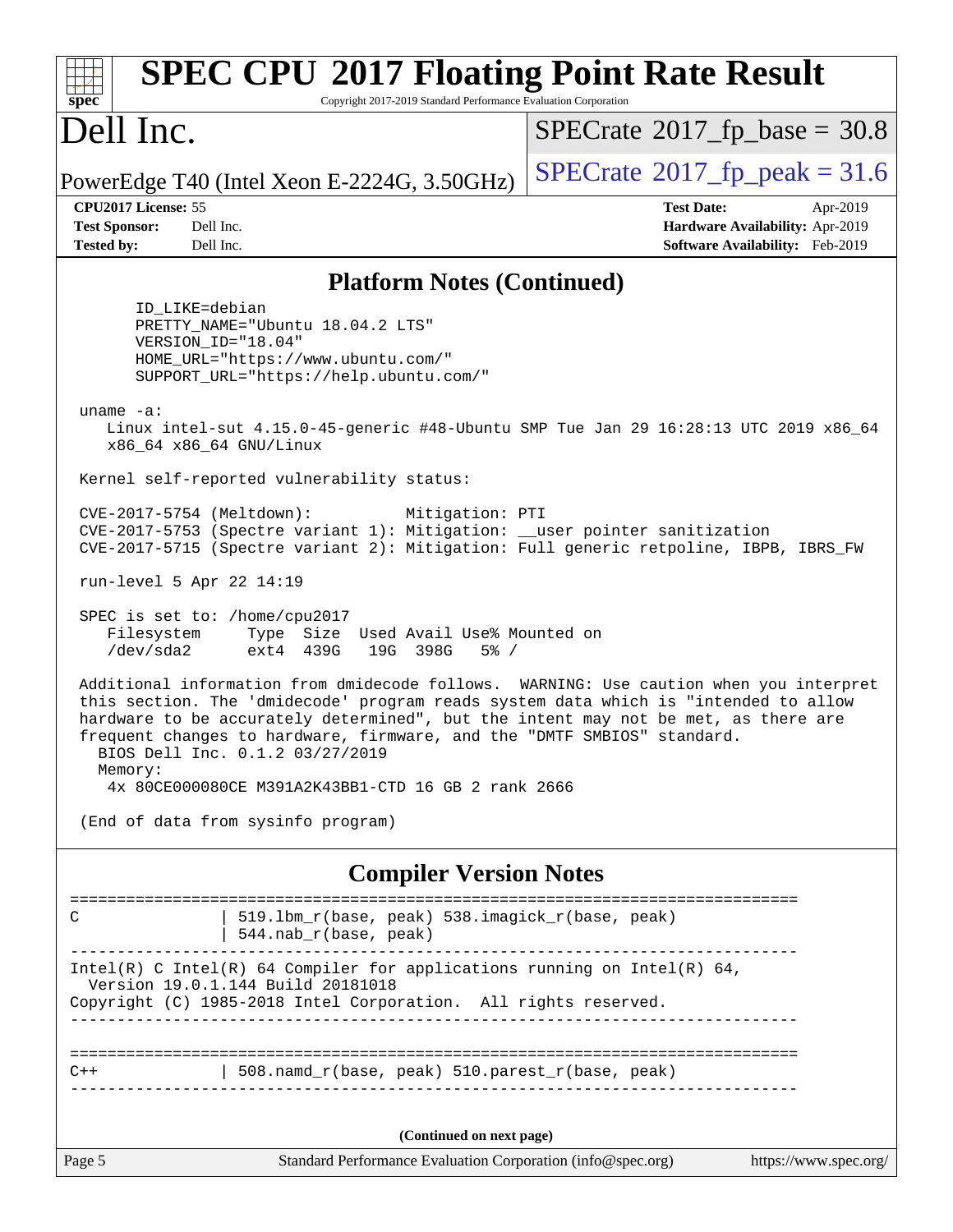## Platform Notes (Continued)

```
      ID_LIKE=debian
      PRETTY_NAME="Ubuntu 18.04.2 LTS"
      VERSION_ID="18.04"
      HOME_URL="https://www.ubuntu.com/"
      SUPPORT_URL="https://help.ubuntu.com/"

 uname -a:
    Linux intel-sut 4.15.0-45-generic #48-Ubuntu SMP Tue Jan 29 16:28:13 UTC 2019 x86_64
    x86_64 x86_64 GNU/Linux

 Kernel self-reported vulnerability status:

 CVE-2017-5754 (Meltdown):          Mitigation: PTI
 CVE-2017-5753 (Spectre variant 1): Mitigation: __user pointer sanitization
 CVE-2017-5715 (Spectre variant 2): Mitigation: Full generic retpoline, IBPB, IBRS_FW

 run-level 5 Apr 22 14:19

 SPEC is set to: /home/cpu2017
    Filesystem     Type  Size  Used Avail Use% Mounted on
    /dev/sda2      ext4  439G   19G  398G   5% /

 Additional information from dmidecode follows.  WARNING: Use caution when you interpret
 this section. The 'dmidecode' program reads system data which is "intended to allow
 hardware to be accurately determined", but the intent may not be met, as there are
 frequent changes to hardware, firmware, and the "DMTF SMBIOS" standard.
   BIOS Dell Inc. 0.1.2 03/27/2019
   Memory:
    4x 80CE000080CE M391A2K43BB1-CTD 16 GB 2 rank 2666

 (End of data from sysinfo program)
```

## Compiler Version Notes

```
==============================================================================
C               | 519.lbm_r(base, peak) 538.imagick_r(base, peak)
                | 544.nab_r(base, peak)
------------------------------------------------------------------------------
Intel(R) C Intel(R) 64 Compiler for applications running on Intel(R) 64,
  Version 19.0.1.144 Build 20181018
Copyright (C) 1985-2018 Intel Corporation.  All rights reserved.
------------------------------------------------------------------------------

==============================================================================
C++             | 508.namd_r(base, peak) 510.parest_r(base, peak)
------------------------------------------------------------------------------
```

(Continued on next page)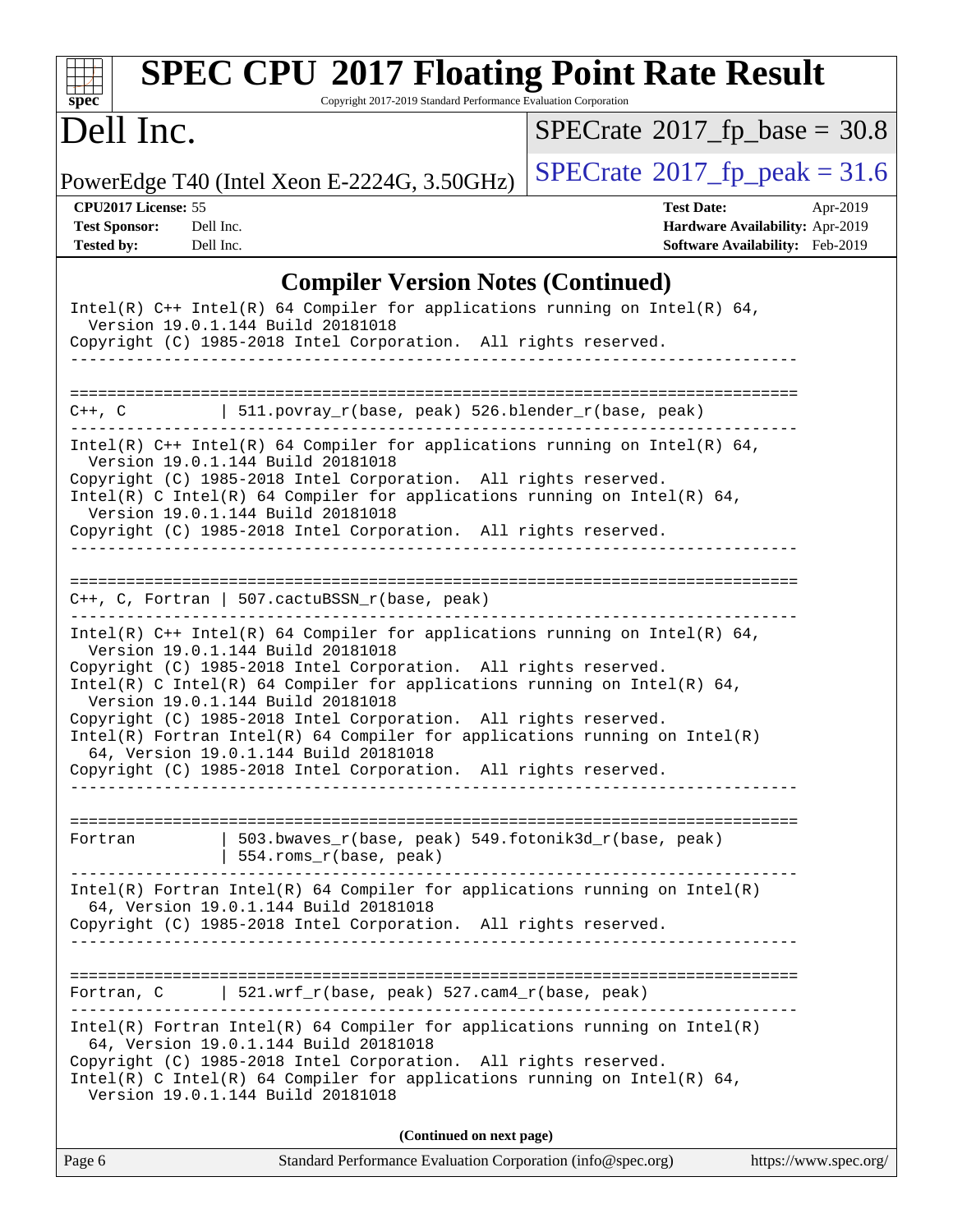## Compiler Version Notes (Continued)

```
Intel(R) C++ Intel(R) 64 Compiler for applications running on Intel(R) 64,
  Version 19.0.1.144 Build 20181018
Copyright (C) 1985-2018 Intel Corporation.  All rights reserved.
------------------------------------------------------------------------------

==============================================================================
C++, C          | 511.povray_r(base, peak) 526.blender_r(base, peak)
------------------------------------------------------------------------------
Intel(R) C++ Intel(R) 64 Compiler for applications running on Intel(R) 64,
  Version 19.0.1.144 Build 20181018
Copyright (C) 1985-2018 Intel Corporation.  All rights reserved.
Intel(R) C Intel(R) 64 Compiler for applications running on Intel(R) 64,
  Version 19.0.1.144 Build 20181018
Copyright (C) 1985-2018 Intel Corporation.  All rights reserved.
------------------------------------------------------------------------------

==============================================================================
C++, C, Fortran | 507.cactuBSSN_r(base, peak)
------------------------------------------------------------------------------
Intel(R) C++ Intel(R) 64 Compiler for applications running on Intel(R) 64,
  Version 19.0.1.144 Build 20181018
Copyright (C) 1985-2018 Intel Corporation.  All rights reserved.
Intel(R) C Intel(R) 64 Compiler for applications running on Intel(R) 64,
  Version 19.0.1.144 Build 20181018
Copyright (C) 1985-2018 Intel Corporation.  All rights reserved.
Intel(R) Fortran Intel(R) 64 Compiler for applications running on Intel(R)
  64, Version 19.0.1.144 Build 20181018
Copyright (C) 1985-2018 Intel Corporation.  All rights reserved.
------------------------------------------------------------------------------

==============================================================================
Fortran         | 503.bwaves_r(base, peak) 549.fotonik3d_r(base, peak)
                | 554.roms_r(base, peak)
------------------------------------------------------------------------------
Intel(R) Fortran Intel(R) 64 Compiler for applications running on Intel(R)
  64, Version 19.0.1.144 Build 20181018
Copyright (C) 1985-2018 Intel Corporation.  All rights reserved.
------------------------------------------------------------------------------

==============================================================================
Fortran, C      | 521.wrf_r(base, peak) 527.cam4_r(base, peak)
------------------------------------------------------------------------------
Intel(R) Fortran Intel(R) 64 Compiler for applications running on Intel(R)
  64, Version 19.0.1.144 Build 20181018
Copyright (C) 1985-2018 Intel Corporation.  All rights reserved.
Intel(R) C Intel(R) 64 Compiler for applications running on Intel(R) 64,
  Version 19.0.1.144 Build 20181018
```

**(Continued on next page)**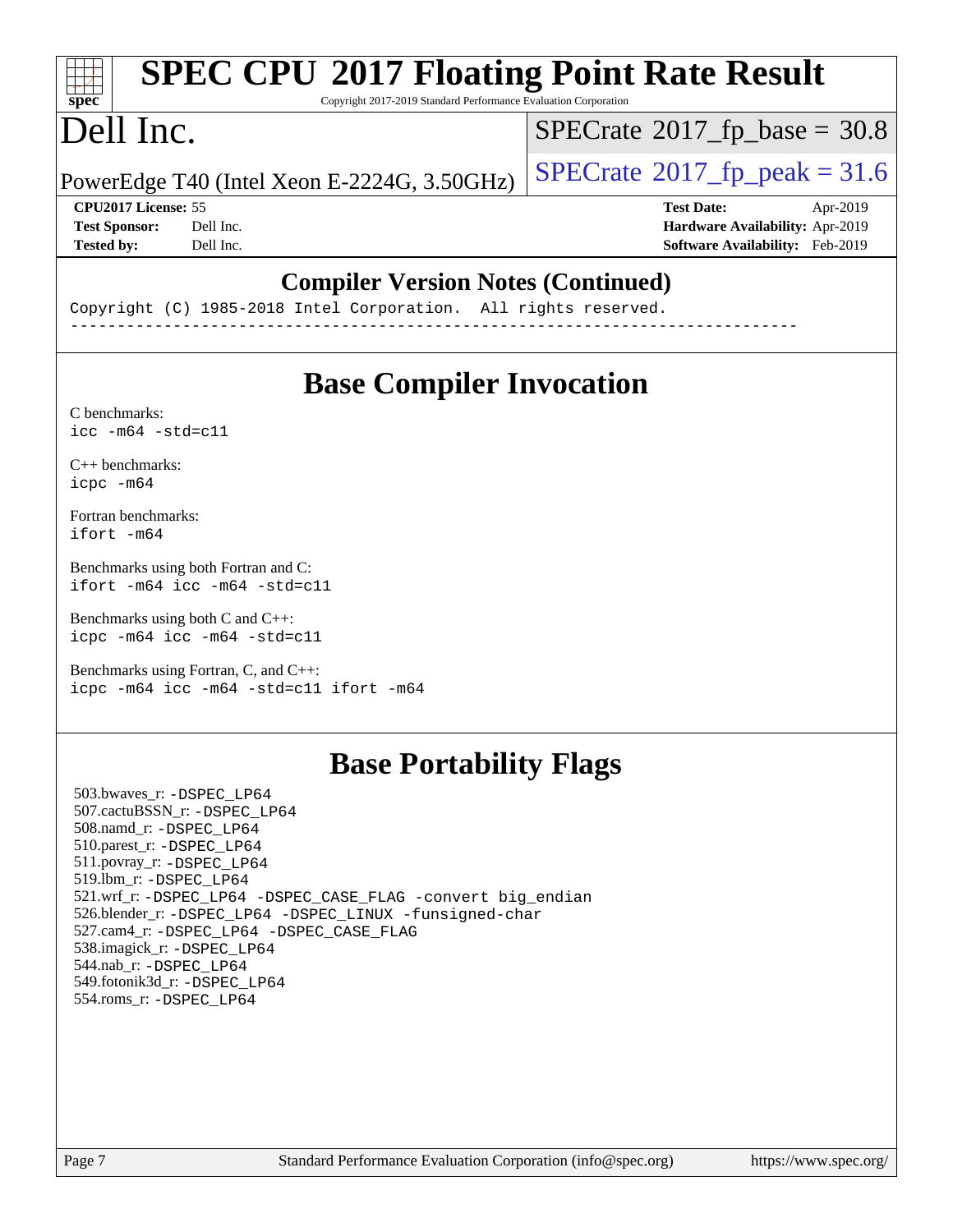## Compiler Version Notes (Continued)

```
Copyright (C) 1985-2018 Intel Corporation.  All rights reserved.
------------------------------------------------------------------------------
```

## Base Compiler Invocation

C benchmarks:
`icc -m64 -std=c11`

C++ benchmarks:
`icpc -m64`

Fortran benchmarks:
`ifort -m64`

Benchmarks using both Fortran and C:
`ifort -m64 icc -m64 -std=c11`

Benchmarks using both C and C++:
`icpc -m64 icc -m64 -std=c11`

Benchmarks using Fortran, C, and C++:
`icpc -m64 icc -m64 -std=c11 ifort -m64`

## Base Portability Flags

503.bwaves_r: `-DSPEC_LP64`
507.cactuBSSN_r: `-DSPEC_LP64`
508.namd_r: `-DSPEC_LP64`
510.parest_r: `-DSPEC_LP64`
511.povray_r: `-DSPEC_LP64`
519.lbm_r: `-DSPEC_LP64`
521.wrf_r: `-DSPEC_LP64 -DSPEC_CASE_FLAG -convert big_endian`
526.blender_r: `-DSPEC_LP64 -DSPEC_LINUX -funsigned-char`
527.cam4_r: `-DSPEC_LP64 -DSPEC_CASE_FLAG`
538.imagick_r: `-DSPEC_LP64`
544.nab_r: `-DSPEC_LP64`
549.fotonik3d_r: `-DSPEC_LP64`
554.roms_r: `-DSPEC_LP64`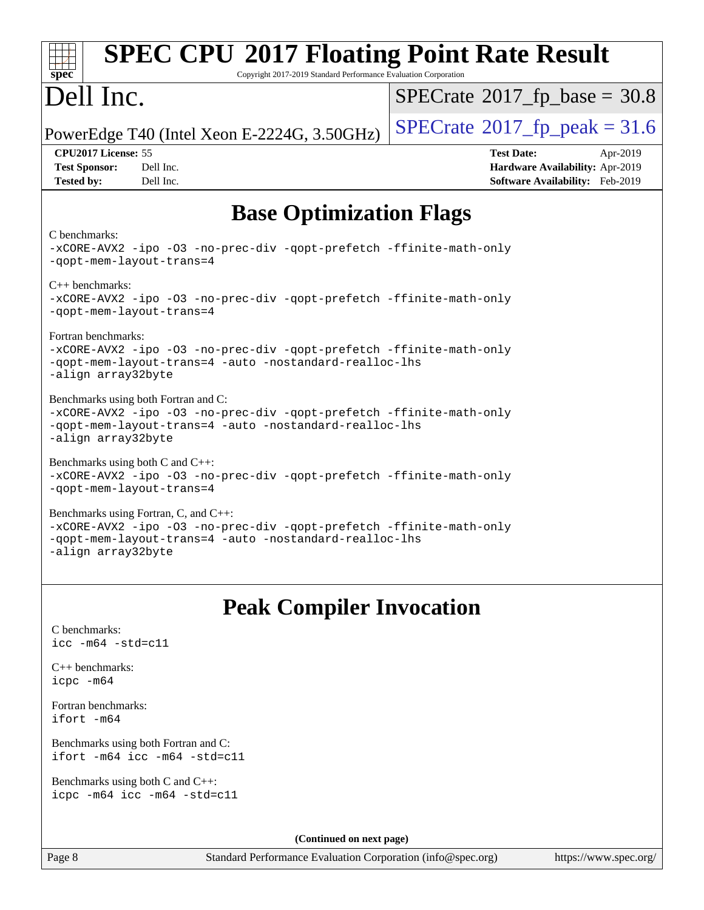# SPEC CPU 2017 Floating Point Rate Result

Copyright 2017-2019 Standard Performance Evaluation Corporation

# Dell Inc.

PowerEdge T40 (Intel Xeon E-2224G, 3.50GHz)

SPECrate 2017_fp_base = 30.8

SPECrate 2017_fp_peak = 31.6

**CPU2017 License:** 55
**Test Sponsor:** Dell Inc.
**Tested by:** Dell Inc.

**Test Date:** Apr-2019
**Hardware Availability:** Apr-2019
**Software Availability:** Feb-2019

## Base Optimization Flags

C benchmarks:
```
-xCORE-AVX2 -ipo -O3 -no-prec-div -qopt-prefetch -ffinite-math-only
-qopt-mem-layout-trans=4
```

C++ benchmarks:
```
-xCORE-AVX2 -ipo -O3 -no-prec-div -qopt-prefetch -ffinite-math-only
-qopt-mem-layout-trans=4
```

Fortran benchmarks:
```
-xCORE-AVX2 -ipo -O3 -no-prec-div -qopt-prefetch -ffinite-math-only
-qopt-mem-layout-trans=4 -auto -nostandard-realloc-lhs
-align array32byte
```

Benchmarks using both Fortran and C:
```
-xCORE-AVX2 -ipo -O3 -no-prec-div -qopt-prefetch -ffinite-math-only
-qopt-mem-layout-trans=4 -auto -nostandard-realloc-lhs
-align array32byte
```

Benchmarks using both C and C++:
```
-xCORE-AVX2 -ipo -O3 -no-prec-div -qopt-prefetch -ffinite-math-only
-qopt-mem-layout-trans=4
```

Benchmarks using Fortran, C, and C++:
```
-xCORE-AVX2 -ipo -O3 -no-prec-div -qopt-prefetch -ffinite-math-only
-qopt-mem-layout-trans=4 -auto -nostandard-realloc-lhs
-align array32byte
```

## Peak Compiler Invocation

C benchmarks:
```
icc -m64 -std=c11
```

C++ benchmarks:
```
icpc -m64
```

Fortran benchmarks:
```
ifort -m64
```

Benchmarks using both Fortran and C:
```
ifort -m64 icc -m64 -std=c11
```

Benchmarks using both C and C++:
```
icpc -m64 icc -m64 -std=c11
```

**(Continued on next page)**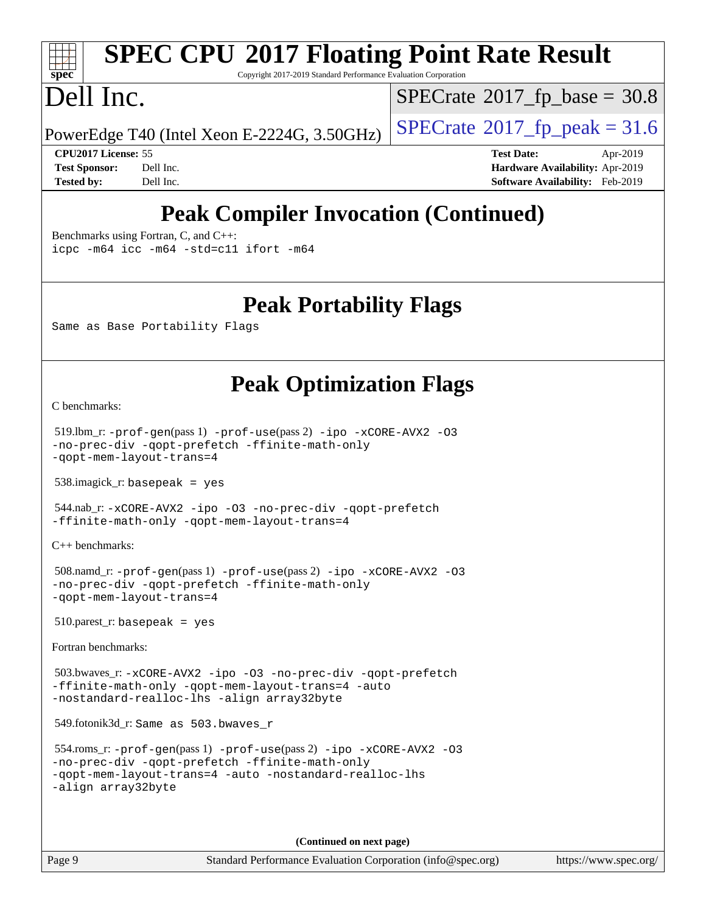# Peak Compiler Invocation (Continued)

Benchmarks using Fortran, C, and C++:
icpc -m64 icc -m64 -std=c11 ifort -m64

# Peak Portability Flags

Same as Base Portability Flags

# Peak Optimization Flags

C benchmarks:

519.lbm_r: -prof-gen(pass 1) -prof-use(pass 2) -ipo -xCORE-AVX2 -O3 -no-prec-div -qopt-prefetch -ffinite-math-only -qopt-mem-layout-trans=4

538.imagick_r: basepeak = yes

544.nab_r: -xCORE-AVX2 -ipo -O3 -no-prec-div -qopt-prefetch -ffinite-math-only -qopt-mem-layout-trans=4

C++ benchmarks:

508.namd_r: -prof-gen(pass 1) -prof-use(pass 2) -ipo -xCORE-AVX2 -O3 -no-prec-div -qopt-prefetch -ffinite-math-only -qopt-mem-layout-trans=4

510.parest_r: basepeak = yes

Fortran benchmarks:

503.bwaves_r: -xCORE-AVX2 -ipo -O3 -no-prec-div -qopt-prefetch -ffinite-math-only -qopt-mem-layout-trans=4 -auto -nostandard-realloc-lhs -align array32byte

549.fotonik3d_r: Same as 503.bwaves_r

554.roms_r: -prof-gen(pass 1) -prof-use(pass 2) -ipo -xCORE-AVX2 -O3 -no-prec-div -qopt-prefetch -ffinite-math-only -qopt-mem-layout-trans=4 -auto -nostandard-realloc-lhs -align array32byte

(Continued on next page)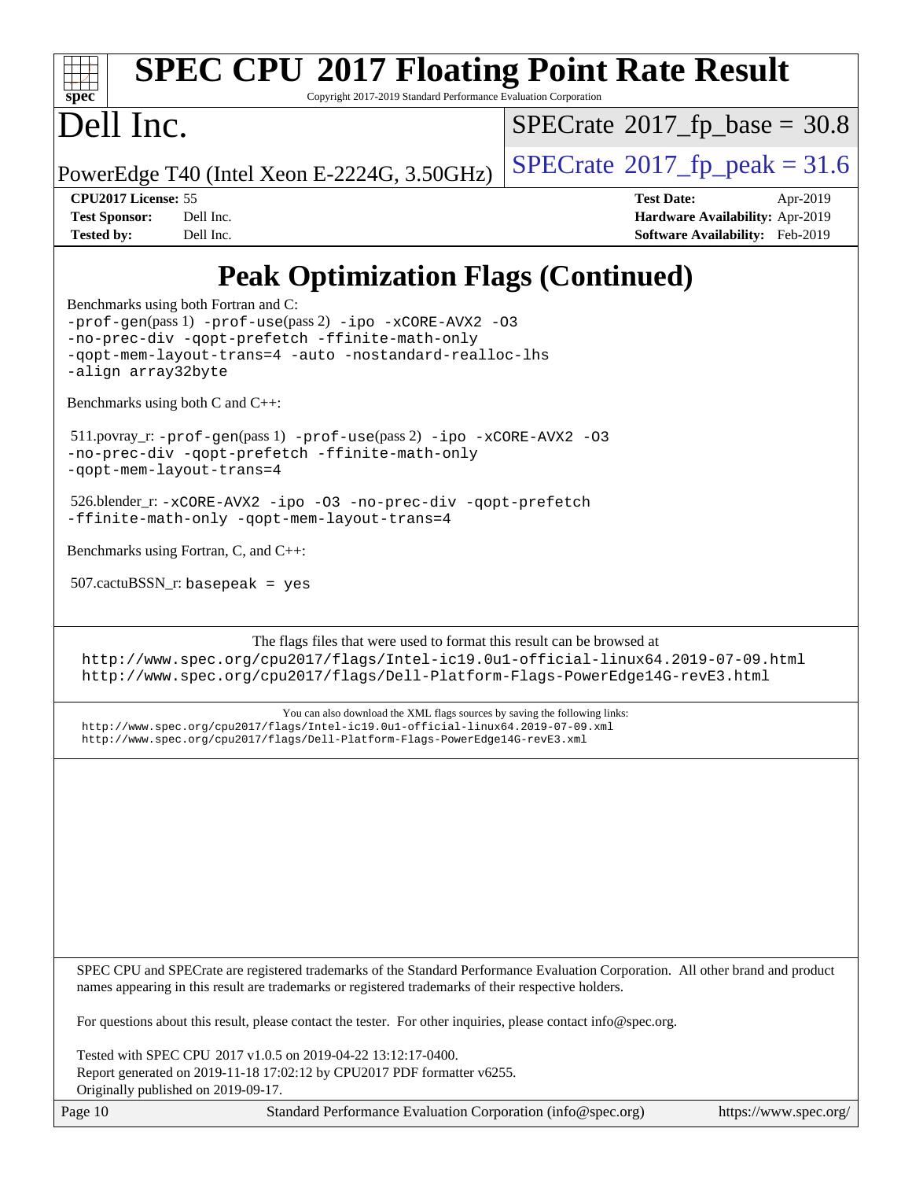# Peak Optimization Flags (Continued)

Benchmarks using both Fortran and C:

-prof-gen(pass 1) -prof-use(pass 2) -ipo -xCORE-AVX2 -O3 -no-prec-div -qopt-prefetch -ffinite-math-only -qopt-mem-layout-trans=4 -auto -nostandard-realloc-lhs -align array32byte

Benchmarks using both C and C++:

511.povray_r: -prof-gen(pass 1) -prof-use(pass 2) -ipo -xCORE-AVX2 -O3 -no-prec-div -qopt-prefetch -ffinite-math-only -qopt-mem-layout-trans=4

526.blender_r: -xCORE-AVX2 -ipo -O3 -no-prec-div -qopt-prefetch -ffinite-math-only -qopt-mem-layout-trans=4

Benchmarks using Fortran, C, and C++:

507.cactuBSSN_r: basepeak = yes

The flags files that were used to format this result can be browsed at
http://www.spec.org/cpu2017/flags/Intel-ic19.0u1-official-linux64.2019-07-09.html
http://www.spec.org/cpu2017/flags/Dell-Platform-Flags-PowerEdge14G-revE3.html

You can also download the XML flags sources by saving the following links:
http://www.spec.org/cpu2017/flags/Intel-ic19.0u1-official-linux64.2019-07-09.xml
http://www.spec.org/cpu2017/flags/Dell-Platform-Flags-PowerEdge14G-revE3.xml

SPEC CPU and SPECrate are registered trademarks of the Standard Performance Evaluation Corporation. All other brand and product names appearing in this result are trademarks or registered trademarks of their respective holders.

For questions about this result, please contact the tester. For other inquiries, please contact info@spec.org.

Tested with SPEC CPU 2017 v1.0.5 on 2019-04-22 13:12:17-0400.
Report generated on 2019-11-18 17:02:12 by CPU2017 PDF formatter v6255.
Originally published on 2019-09-17.